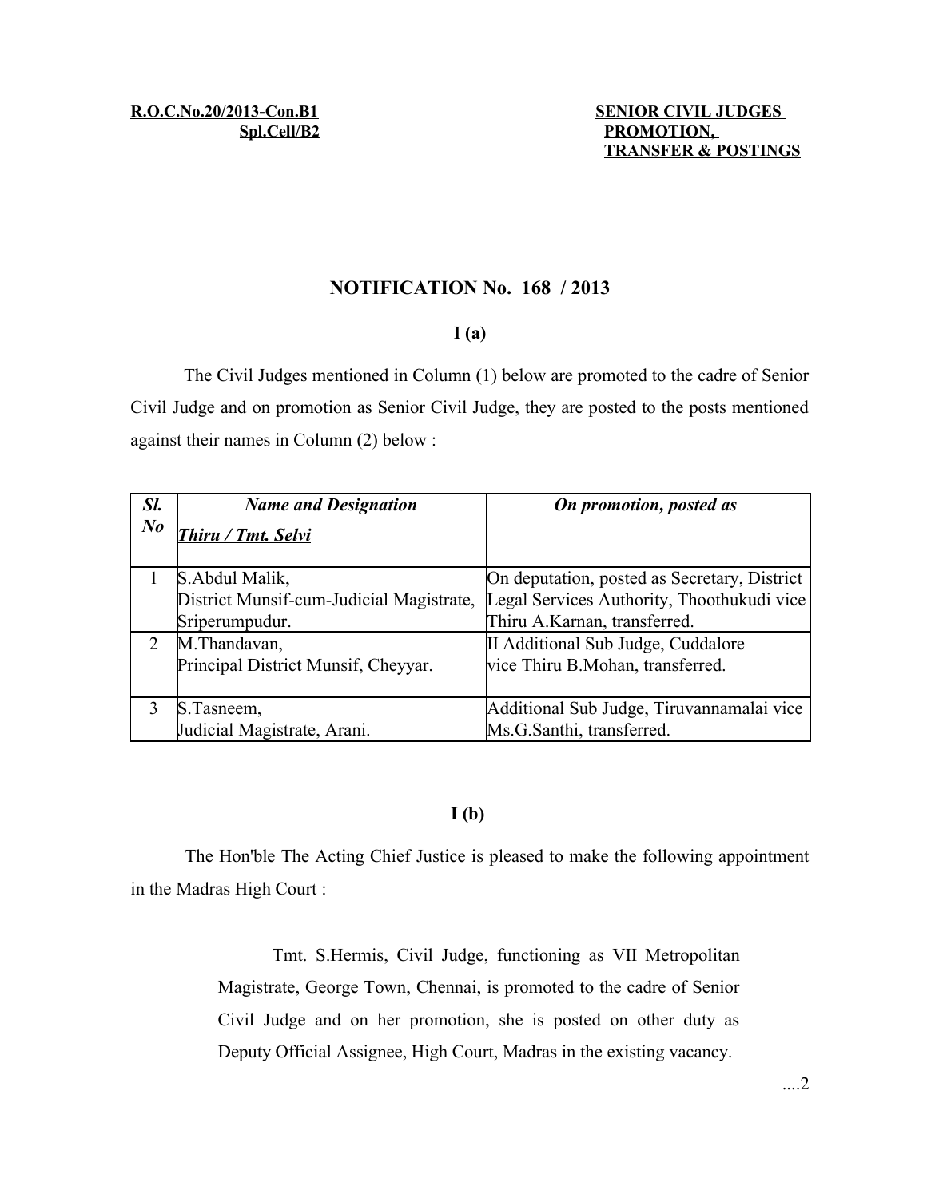**R.O.C.No.20/2013-Con.B1**
**Spl.Cell/B2**

**SENIOR CIVIL JUDGES PROMOTION, TRANSFER & POSTINGS**

## NOTIFICATION No. 168 / 2013

### I (a)

The Civil Judges mentioned in Column (1) below are promoted to the cadre of Senior Civil Judge and on promotion as Senior Civil Judge, they are posted to the posts mentioned against their names in Column (2) below :

| *Sl. No* | ***Name and Designation*** <br> ***Thiru / Tmt. Selvi*** | ***On promotion, posted as*** |
|---|---|---|
| 1 | S.Abdul Malik, <br> District Munsif-cum-Judicial Magistrate, Sriperumpudur. | On deputation, posted as Secretary, District Legal Services Authority, Thoothukudi vice Thiru A.Karnan, transferred. |
| 2 | M.Thandavan, <br> Principal District Munsif, Cheyyar. | II Additional Sub Judge, Cuddalore vice Thiru B.Mohan, transferred. |
| 3 | S.Tasneem, <br> Judicial Magistrate, Arani. | Additional Sub Judge, Tiruvannamalai vice Ms.G.Santhi, transferred. |

### I (b)

The Hon'ble The Acting Chief Justice is pleased to make the following appointment in the Madras High Court :

> Tmt. S.Hermis, Civil Judge, functioning as VII Metropolitan Magistrate, George Town, Chennai, is promoted to the cadre of Senior Civil Judge and on her promotion, she is posted on other duty as Deputy Official Assignee, High Court, Madras in the existing vacancy.

....2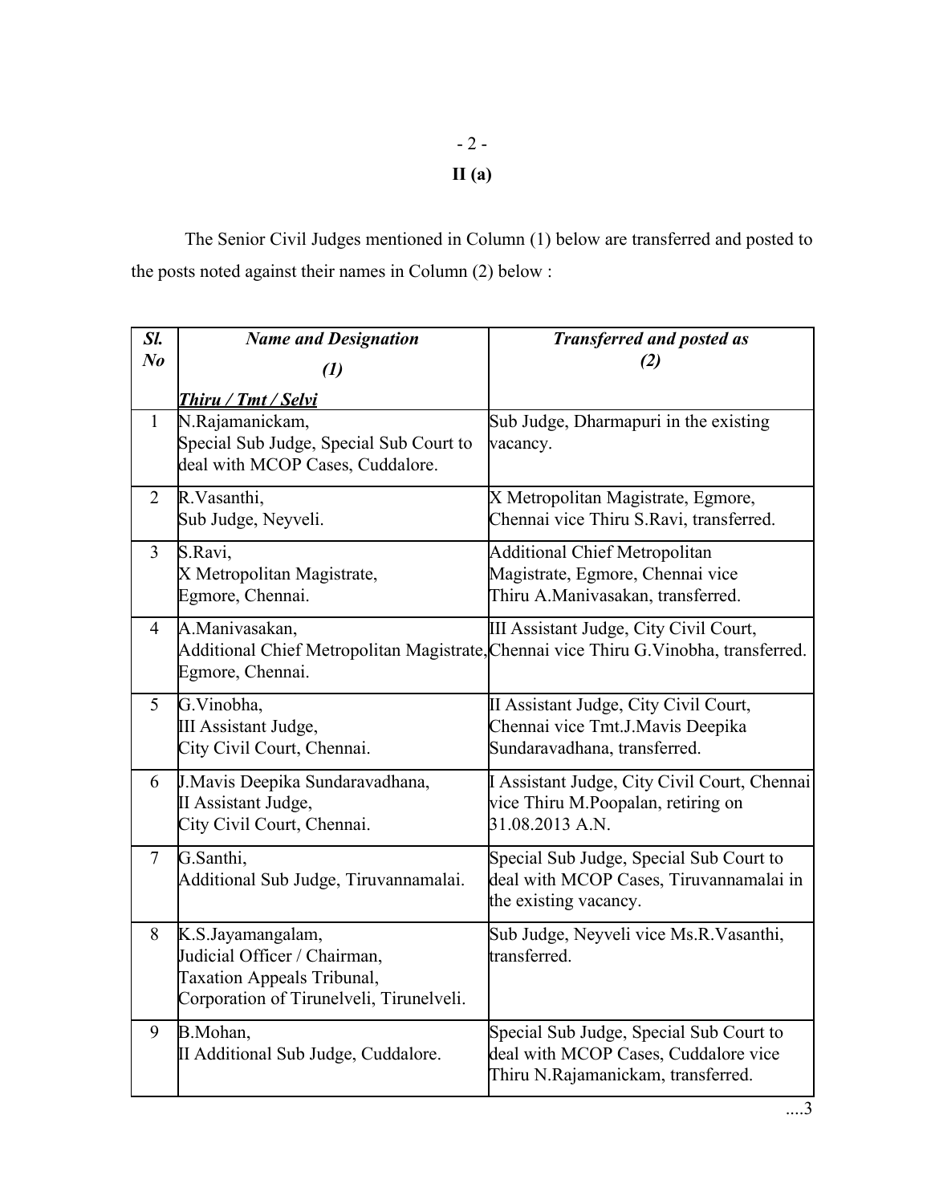## II (a)

The Senior Civil Judges mentioned in Column (1) below are transferred and posted to the posts noted against their names in Column (2) below :

| Sl. No | Name and Designation (1) | Transferred and posted as (2) |
|---|---|---|
| | ***Thiru / Tmt / Selvi*** | |
| 1 | N.Rajamanickam, Special Sub Judge, Special Sub Court to deal with MCOP Cases, Cuddalore. | Sub Judge, Dharmapuri in the existing vacancy. |
| 2 | R.Vasanthi, Sub Judge, Neyveli. | X Metropolitan Magistrate, Egmore, Chennai vice Thiru S.Ravi, transferred. |
| 3 | S.Ravi, X Metropolitan Magistrate, Egmore, Chennai. | Additional Chief Metropolitan Magistrate, Egmore, Chennai vice Thiru A.Manivasakan, transferred. |
| 4 | A.Manivasakan, Additional Chief Metropolitan Magistrate, Egmore, Chennai. | III Assistant Judge, City Civil Court, Chennai vice Thiru G.Vinobha, transferred. |
| 5 | G.Vinobha, III Assistant Judge, City Civil Court, Chennai. | II Assistant Judge, City Civil Court, Chennai vice Tmt.J.Mavis Deepika Sundaravadhana, transferred. |
| 6 | J.Mavis Deepika Sundaravadhana, II Assistant Judge, City Civil Court, Chennai. | I Assistant Judge, City Civil Court, Chennai vice Thiru M.Poopalan, retiring on 31.08.2013 A.N. |
| 7 | G.Santhi, Additional Sub Judge, Tiruvannamalai. | Special Sub Judge, Special Sub Court to deal with MCOP Cases, Tiruvannamalai in the existing vacancy. |
| 8 | K.S.Jayamangalam, Judicial Officer / Chairman, Taxation Appeals Tribunal, Corporation of Tirunelveli, Tirunelveli. | Sub Judge, Neyveli vice Ms.R.Vasanthi, transferred. |
| 9 | B.Mohan, II Additional Sub Judge, Cuddalore. | Special Sub Judge, Special Sub Court to deal with MCOP Cases, Cuddalore vice Thiru N.Rajamanickam, transferred. |

....3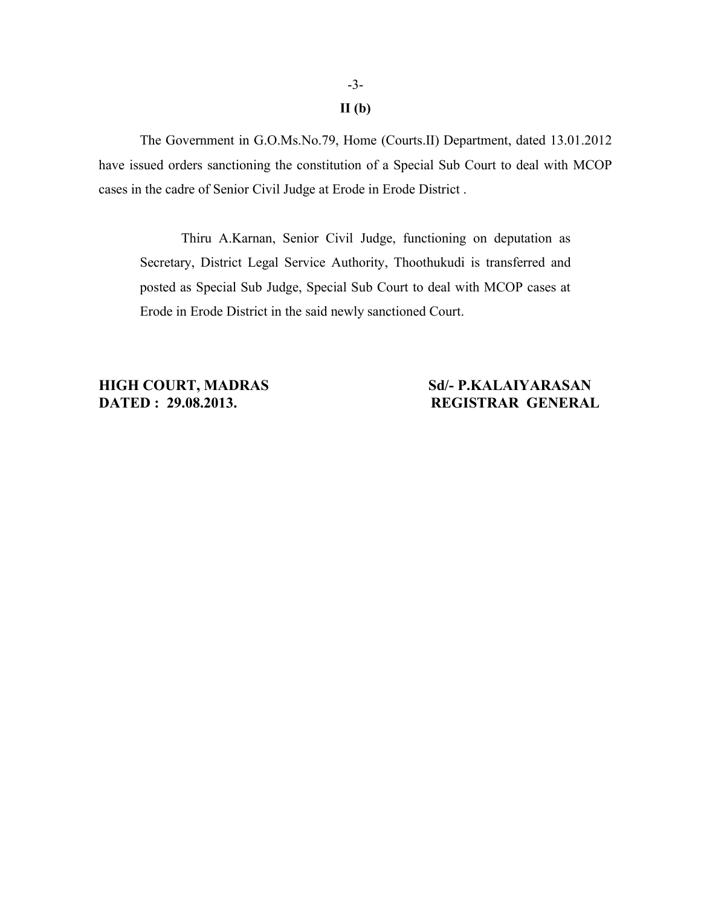**II (b)**

The Government in G.O.Ms.No.79, Home (Courts.II) Department, dated 13.01.2012 have issued orders sanctioning the constitution of a Special Sub Court to deal with MCOP cases in the cadre of Senior Civil Judge at Erode in Erode District .

> Thiru A.Karnan, Senior Civil Judge, functioning on deputation as Secretary, District Legal Service Authority, Thoothukudi is transferred and posted as Special Sub Judge, Special Sub Court to deal with MCOP cases at Erode in Erode District in the said newly sanctioned Court.

**HIGH COURT, MADRAS**
**DATED : 29.08.2013.**

**Sd/- P.KALAIYARASAN**
**REGISTRAR GENERAL**